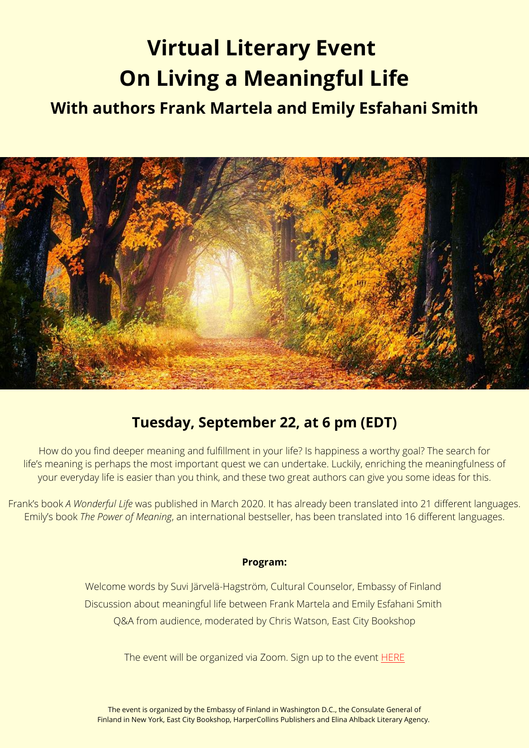# Virtual Literary Event
# On Living a Meaningful Life

## With authors Frank Martela and Emily Esfahani Smith

## Tuesday, September 22, at 6 pm (EDT)

How do you find deeper meaning and fulfillment in your life? Is happiness a worthy goal? The search for life's meaning is perhaps the most important quest we can undertake. Luckily, enriching the meaningfulness of your everyday life is easier than you think, and these two great authors can give you some ideas for this.

Frank's book *A Wonderful Life* was published in March 2020. It has already been translated into 21 different languages. Emily's book *The Power of Meaning*, an international bestseller, has been translated into 16 different languages.

**Program:**

Welcome words by Suvi Järvelä-Hagström, Cultural Counselor, Embassy of Finland

Discussion about meaningful life between Frank Martela and Emily Esfahani Smith

Q&A from audience, moderated by Chris Watson, East City Bookshop

The event will be organized via Zoom. Sign up to the event HERE

The event is organized by the Embassy of Finland in Washington D.C., the Consulate General of Finland in New York, East City Bookshop, HarperCollins Publishers and Elina Ahlback Literary Agency.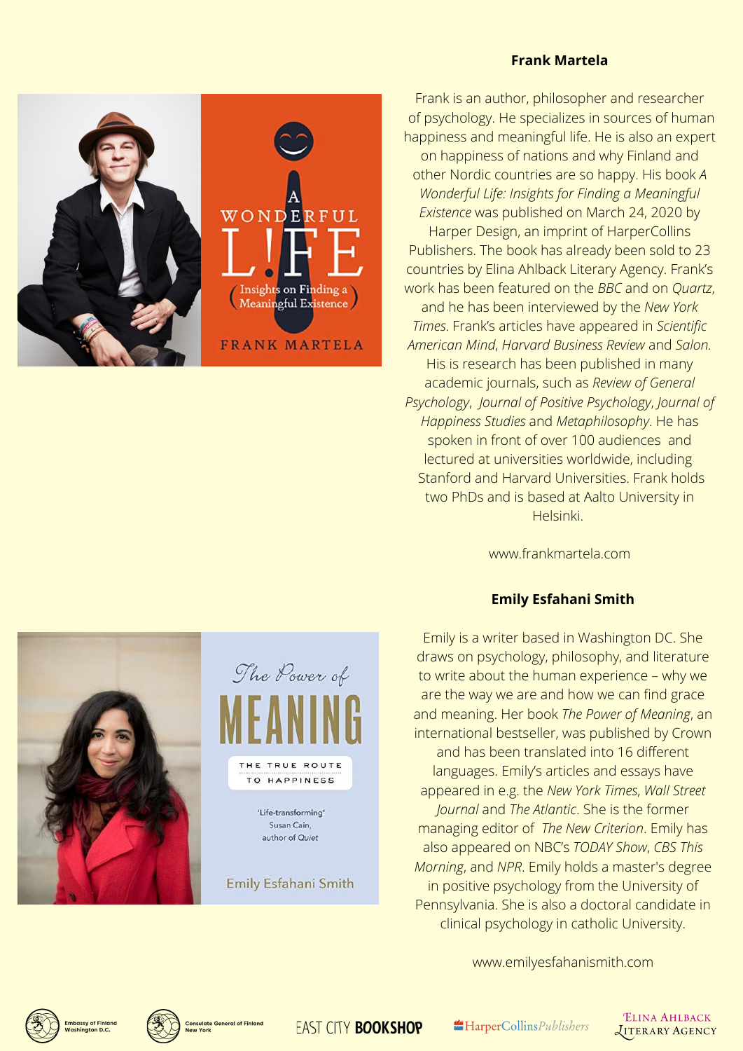### Frank Martela

Frank is an author, philosopher and researcher of psychology. He specializes in sources of human happiness and meaningful life. He is also an expert on happiness of nations and why Finland and other Nordic countries are so happy. His book *A Wonderful Life: Insights for Finding a Meaningful Existence* was published on March 24, 2020 by Harper Design, an imprint of HarperCollins Publishers. The book has already been sold to 23 countries by Elina Ahlback Literary Agency. Frank's work has been featured on the *BBC* and on *Quartz*, and he has been interviewed by the *New York Times*. Frank's articles have appeared in *Scientific American Mind*, *Harvard Business Review* and *Salon*. His is research has been published in many academic journals, such as *Review of General Psychology*, *Journal of Positive Psychology*, *Journal of Happiness Studies* and *Metaphilosophy*. He has spoken in front of over 100 audiences and lectured at universities worldwide, including Stanford and Harvard Universities. Frank holds two PhDs and is based at Aalto University in Helsinki.

www.frankmartela.com

### Emily Esfahani Smith

Emily is a writer based in Washington DC. She draws on psychology, philosophy, and literature to write about the human experience – why we are the way we are and how we can find grace and meaning. Her book *The Power of Meaning*, an international bestseller, was published by Crown and has been translated into 16 different languages. Emily's articles and essays have appeared in e.g. the *New York Times*, *Wall Street Journal* and *The Atlantic*. She is the former managing editor of *The New Criterion*. Emily has also appeared on NBC's *TODAY Show*, *CBS This Morning*, and *NPR*. Emily holds a master's degree in positive psychology from the University of Pennsylvania. She is also a doctoral candidate in clinical psychology in catholic University.

www.emilyesfahanismith.com

Embassy of Finland Washington D.C. | Consulate General of Finland New York | EAST CITY BOOKSHOP | HarperCollinsPublishers | Elina Ahlback Literary Agency